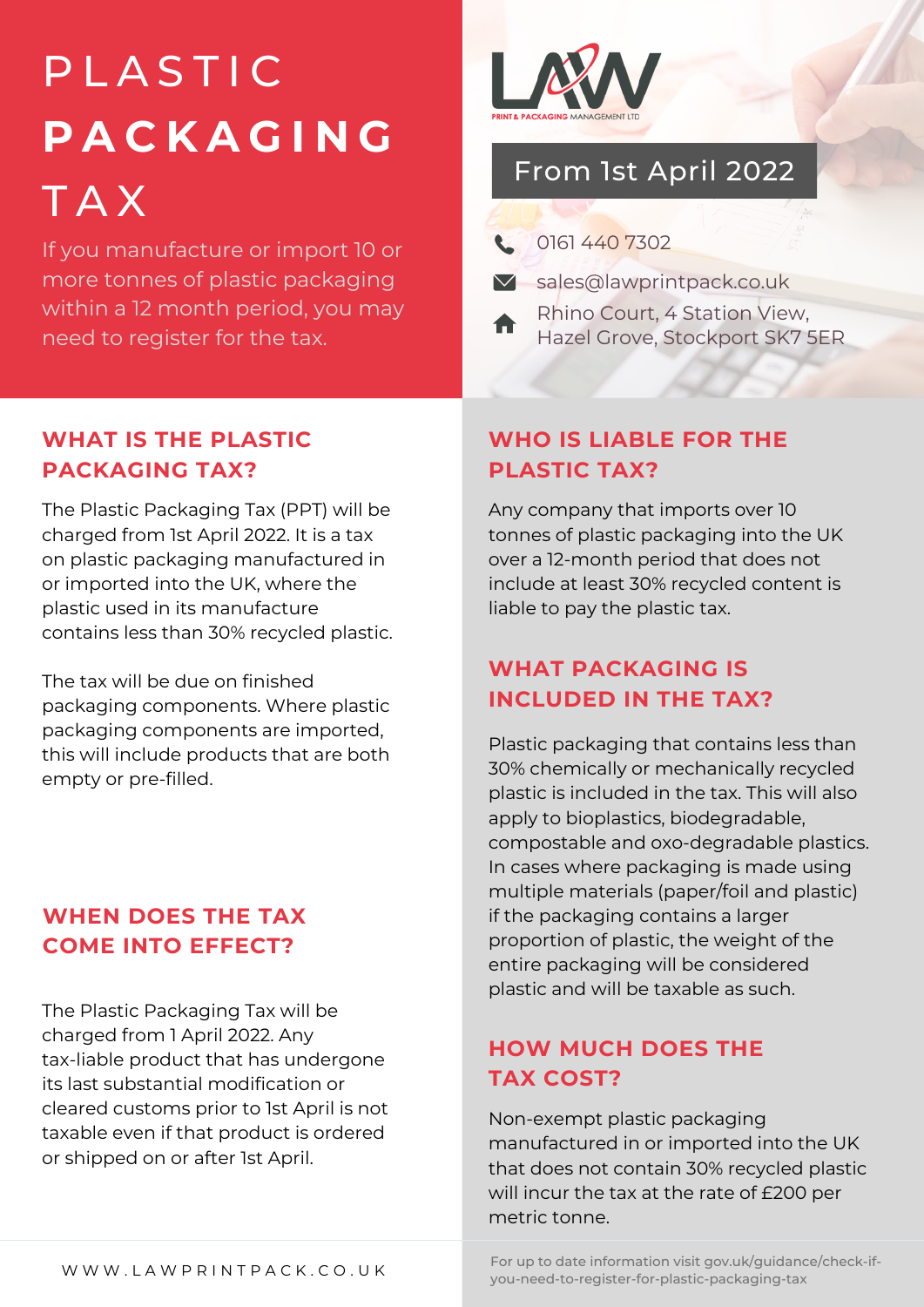# PLASTIC PACKAGING TAX

If you manufacture or import 10 or more tonnes of plastic packaging within a 12 month period, you may need to register for the tax.

LAW PRINT & PACKAGING MANAGEMENT LTD

**From 1st April 2022**

0161 440 7302

sales@lawprintpack.co.uk

Rhino Court, 4 Station View,
Hazel Grove, Stockport SK7 5ER

## WHAT IS THE PLASTIC PACKAGING TAX?

The Plastic Packaging Tax (PPT) will be charged from 1st April 2022. It is a tax on plastic packaging manufactured in or imported into the UK, where the plastic used in its manufacture contains less than 30% recycled plastic.

The tax will be due on finished packaging components. Where plastic packaging components are imported, this will include products that are both empty or pre-filled.

## WHEN DOES THE TAX COME INTO EFFECT?

The Plastic Packaging Tax will be charged from 1 April 2022. Any tax-liable product that has undergone its last substantial modification or cleared customs prior to 1st April is not taxable even if that product is ordered or shipped on or after 1st April.

## WHO IS LIABLE FOR THE PLASTIC TAX?

Any company that imports over 10 tonnes of plastic packaging into the UK over a 12-month period that does not include at least 30% recycled content is liable to pay the plastic tax.

## WHAT PACKAGING IS INCLUDED IN THE TAX?

Plastic packaging that contains less than 30% chemically or mechanically recycled plastic is included in the tax. This will also apply to bioplastics, biodegradable, compostable and oxo-degradable plastics. In cases where packaging is made using multiple materials (paper/foil and plastic) if the packaging contains a larger proportion of plastic, the weight of the entire packaging will be considered plastic and will be taxable as such.

## HOW MUCH DOES THE TAX COST?

Non-exempt plastic packaging manufactured in or imported into the UK that does not contain 30% recycled plastic will incur the tax at the rate of £200 per metric tonne.

WWW.LAWPRINTPACK.CO.UK

For up to date information visit gov.uk/guidance/check-if-you-need-to-register-for-plastic-packaging-tax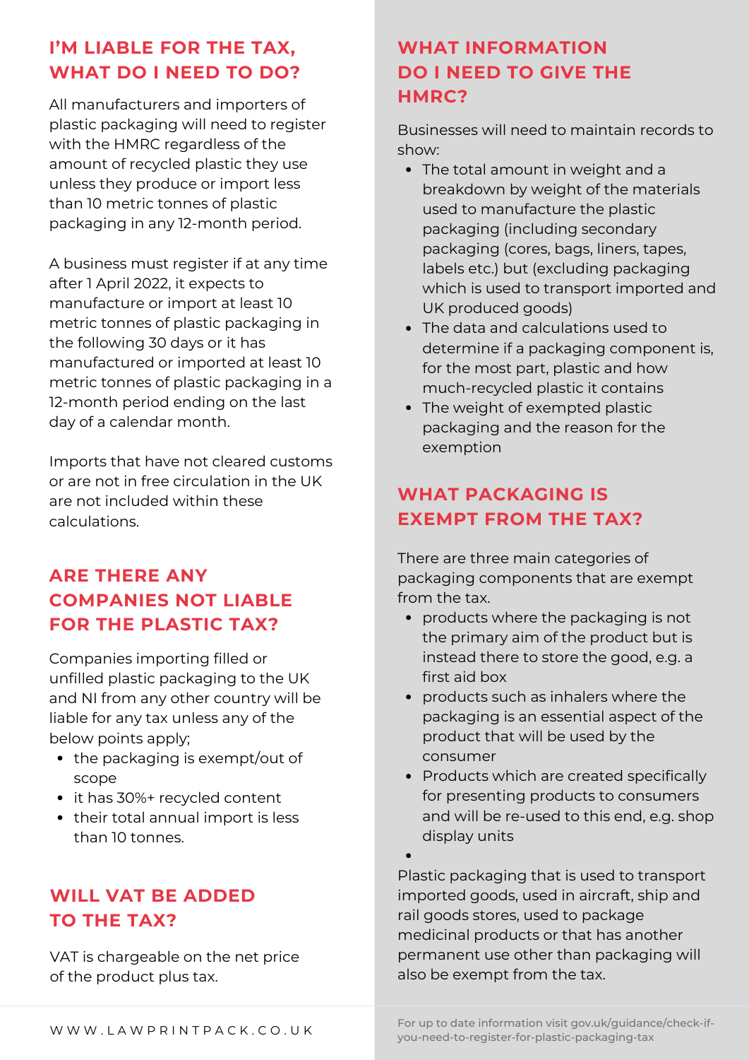## I'M LIABLE FOR THE TAX, WHAT DO I NEED TO DO?

All manufacturers and importers of plastic packaging will need to register with the HMRC regardless of the amount of recycled plastic they use unless they produce or import less than 10 metric tonnes of plastic packaging in any 12-month period.

A business must register if at any time after 1 April 2022, it expects to manufacture or import at least 10 metric tonnes of plastic packaging in the following 30 days or it has manufactured or imported at least 10 metric tonnes of plastic packaging in a 12-month period ending on the last day of a calendar month.

Imports that have not cleared customs or are not in free circulation in the UK are not included within these calculations.

## ARE THERE ANY COMPANIES NOT LIABLE FOR THE PLASTIC TAX?

Companies importing filled or unfilled plastic packaging to the UK and NI from any other country will be liable for any tax unless any of the below points apply;

- the packaging is exempt/out of scope
- it has 30%+ recycled content
- their total annual import is less than 10 tonnes.

## WILL VAT BE ADDED TO THE TAX?

VAT is chargeable on the net price of the product plus tax.

## WHAT INFORMATION DO I NEED TO GIVE THE HMRC?

Businesses will need to maintain records to show:

- The total amount in weight and a breakdown by weight of the materials used to manufacture the plastic packaging (including secondary packaging (cores, bags, liners, tapes, labels etc.) but (excluding packaging which is used to transport imported and UK produced goods)
- The data and calculations used to determine if a packaging component is, for the most part, plastic and how much-recycled plastic it contains
- The weight of exempted plastic packaging and the reason for the exemption

## WHAT PACKAGING IS EXEMPT FROM THE TAX?

There are three main categories of packaging components that are exempt from the tax.

- products where the packaging is not the primary aim of the product but is instead there to store the good, e.g. a first aid box
- products such as inhalers where the packaging is an essential aspect of the product that will be used by the consumer
- Products which are created specifically for presenting products to consumers and will be re-used to this end, e.g. shop display units

Plastic packaging that is used to transport imported goods, used in aircraft, ship and rail goods stores, used to package medicinal products or that has another permanent use other than packaging will also be exempt from the tax.

WWW.LAWPRINTPACK.CO.UK

For up to date information visit gov.uk/guidance/check-if-you-need-to-register-for-plastic-packaging-tax